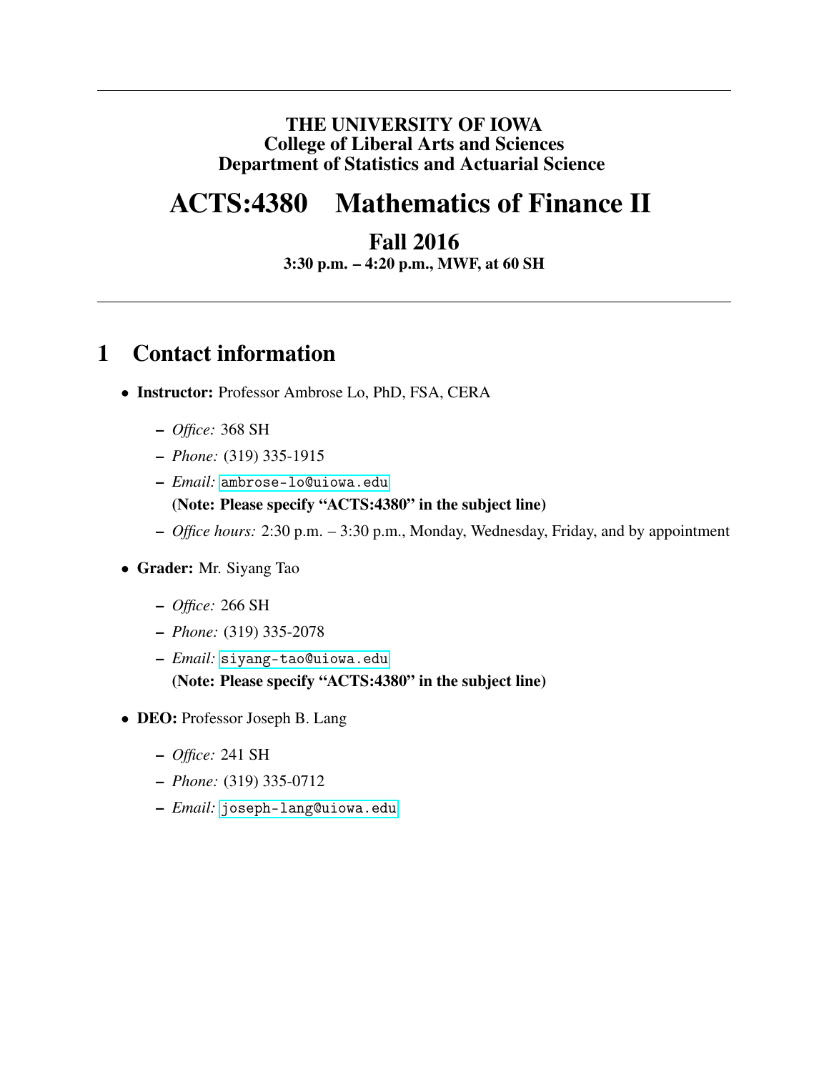**THE UNIVERSITY OF IOWA**
**College of Liberal Arts and Sciences**
**Department of Statistics and Actuarial Science**

# ACTS:4380 Mathematics of Finance II

## Fall 2016

**3:30 p.m. – 4:20 p.m., MWF, at 60 SH**

---

## 1 Contact information

- **Instructor:** Professor Ambrose Lo, PhD, FSA, CERA
  - *Office:* 368 SH
  - *Phone:* (319) 335-1915
  - *Email:* `ambrose-lo@uiowa.edu`
    **(Note: Please specify "ACTS:4380" in the subject line)**
  - *Office hours:* 2:30 p.m. – 3:30 p.m., Monday, Wednesday, Friday, and by appointment
- **Grader:** Mr. Siyang Tao
  - *Office:* 266 SH
  - *Phone:* (319) 335-2078
  - *Email:* `siyang-tao@uiowa.edu`
    **(Note: Please specify "ACTS:4380" in the subject line)**
- **DEO:** Professor Joseph B. Lang
  - *Office:* 241 SH
  - *Phone:* (319) 335-0712
  - *Email:* `joseph-lang@uiowa.edu`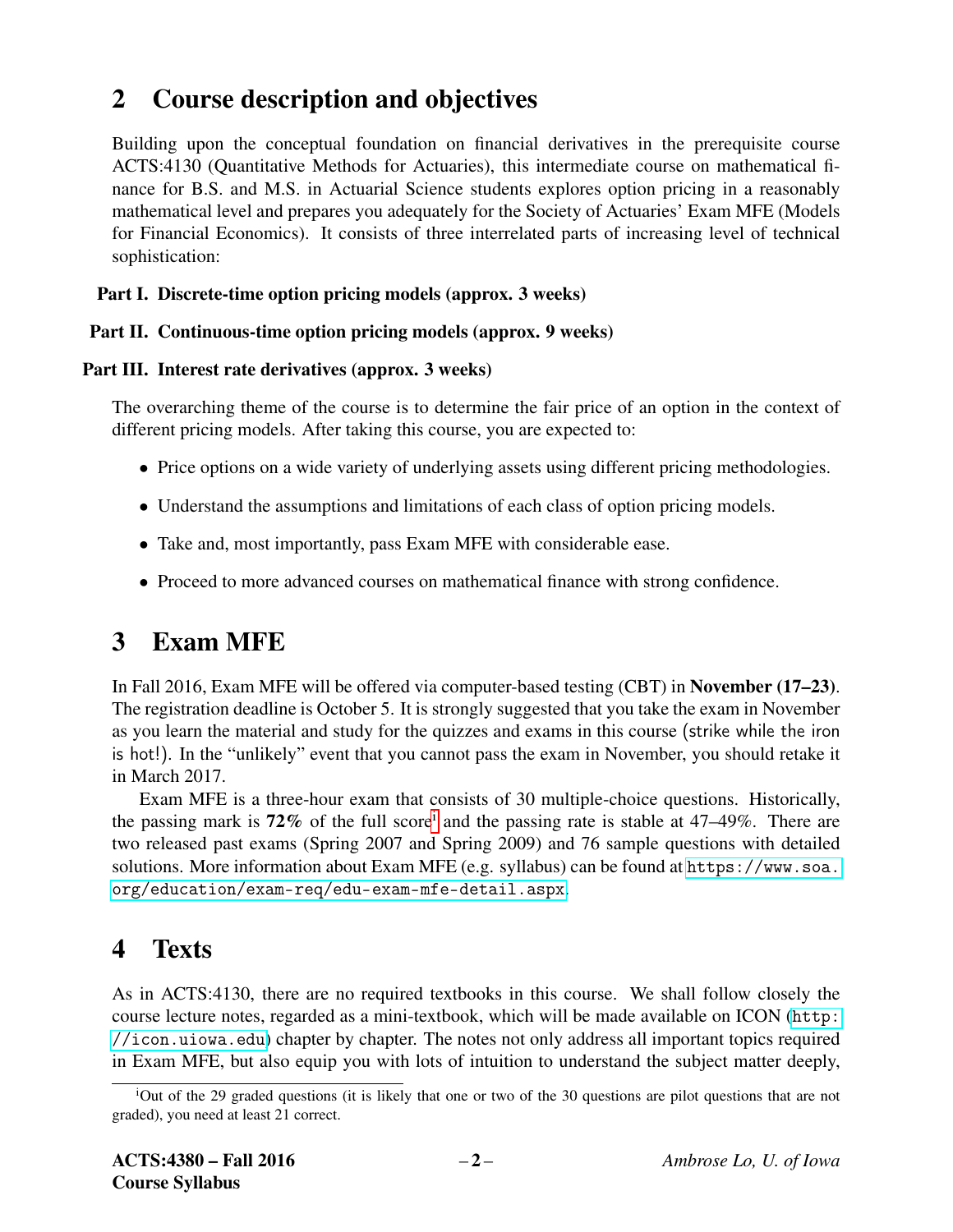## 2 Course description and objectives

Building upon the conceptual foundation on financial derivatives in the prerequisite course ACTS:4130 (Quantitative Methods for Actuaries), this intermediate course on mathematical finance for B.S. and M.S. in Actuarial Science students explores option pricing in a reasonably mathematical level and prepares you adequately for the Society of Actuaries' Exam MFE (Models for Financial Economics). It consists of three interrelated parts of increasing level of technical sophistication:

**Part I. Discrete-time option pricing models (approx. 3 weeks)**

**Part II. Continuous-time option pricing models (approx. 9 weeks)**

**Part III. Interest rate derivatives (approx. 3 weeks)**

The overarching theme of the course is to determine the fair price of an option in the context of different pricing models. After taking this course, you are expected to:

- Price options on a wide variety of underlying assets using different pricing methodologies.
- Understand the assumptions and limitations of each class of option pricing models.
- Take and, most importantly, pass Exam MFE with considerable ease.
- Proceed to more advanced courses on mathematical finance with strong confidence.

## 3 Exam MFE

In Fall 2016, Exam MFE will be offered via computer-based testing (CBT) in **November (17–23)**. The registration deadline is October 5. It is strongly suggested that you take the exam in November as you learn the material and study for the quizzes and exams in this course (strike while the iron is hot!). In the "unlikely" event that you cannot pass the exam in November, you should retake it in March 2017.

Exam MFE is a three-hour exam that consists of 30 multiple-choice questions. Historically, the passing mark is **72%** of the full score[i] and the passing rate is stable at 47–49%. There are two released past exams (Spring 2007 and Spring 2009) and 76 sample questions with detailed solutions. More information about Exam MFE (e.g. syllabus) can be found at https://www.soa.org/education/exam-req/edu-exam-mfe-detail.aspx.

## 4 Texts

As in ACTS:4130, there are no required textbooks in this course. We shall follow closely the course lecture notes, regarded as a mini-textbook, which will be made available on ICON (http://icon.uiowa.edu) chapter by chapter. The notes not only address all important topics required in Exam MFE, but also equip you with lots of intuition to understand the subject matter deeply,

[i] Out of the 29 graded questions (it is likely that one or two of the 30 questions are pilot questions that are not graded), you need at least 21 correct.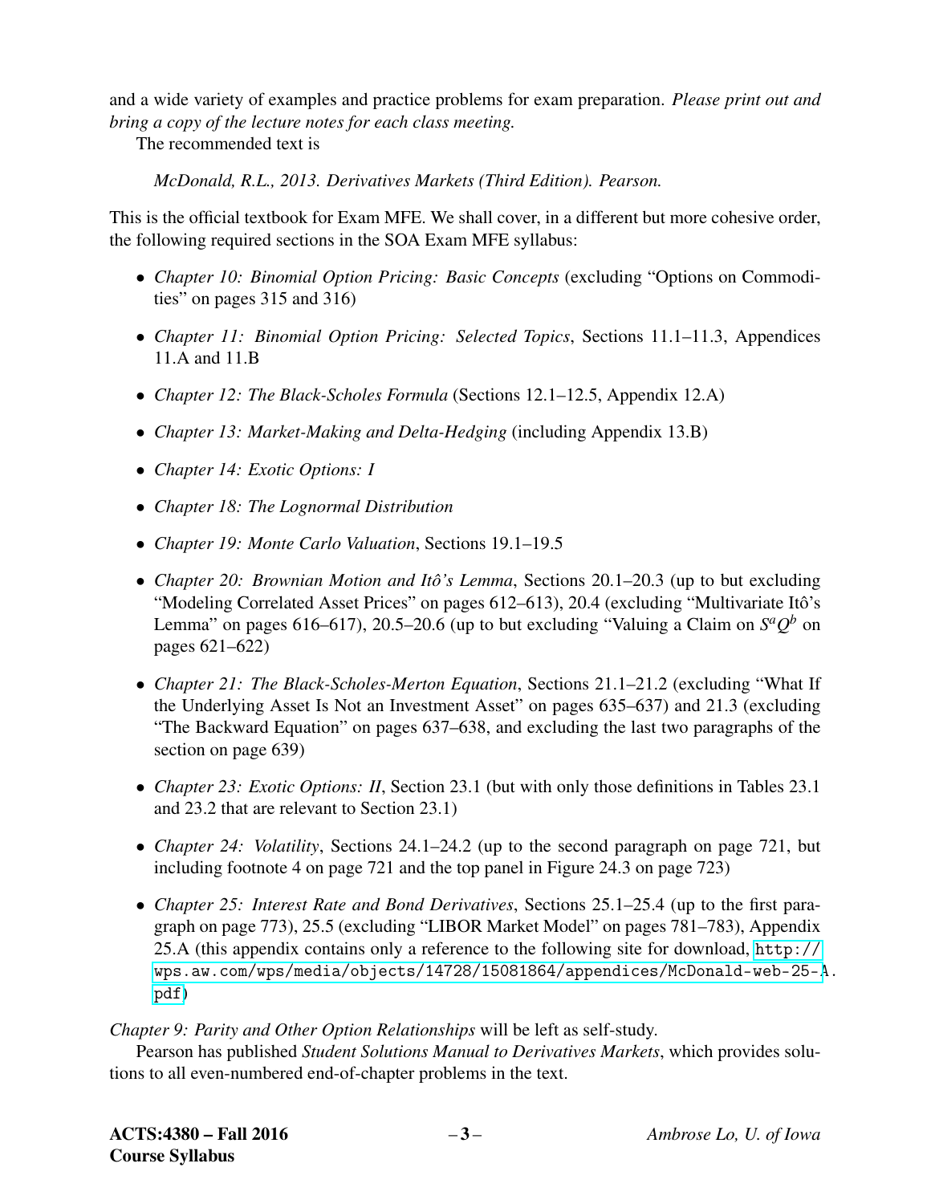and a wide variety of examples and practice problems for exam preparation. *Please print out and bring a copy of the lecture notes for each class meeting.*

The recommended text is

> *McDonald, R.L., 2013. Derivatives Markets (Third Edition). Pearson.*

This is the official textbook for Exam MFE. We shall cover, in a different but more cohesive order, the following required sections in the SOA Exam MFE syllabus:

- *Chapter 10: Binomial Option Pricing: Basic Concepts* (excluding "Options on Commodities" on pages 315 and 316)
- *Chapter 11: Binomial Option Pricing: Selected Topics*, Sections 11.1–11.3, Appendices 11.A and 11.B
- *Chapter 12: The Black-Scholes Formula* (Sections 12.1–12.5, Appendix 12.A)
- *Chapter 13: Market-Making and Delta-Hedging* (including Appendix 13.B)
- *Chapter 14: Exotic Options: I*
- *Chapter 18: The Lognormal Distribution*
- *Chapter 19: Monte Carlo Valuation*, Sections 19.1–19.5
- *Chapter 20: Brownian Motion and Itô's Lemma*, Sections 20.1–20.3 (up to but excluding "Modeling Correlated Asset Prices" on pages 612–613), 20.4 (excluding "Multivariate Itô's Lemma" on pages 616–617), 20.5–20.6 (up to but excluding "Valuing a Claim on $S^aQ^b$ on pages 621–622)
- *Chapter 21: The Black-Scholes-Merton Equation*, Sections 21.1–21.2 (excluding "What If the Underlying Asset Is Not an Investment Asset" on pages 635–637) and 21.3 (excluding "The Backward Equation" on pages 637–638, and excluding the last two paragraphs of the section on page 639)
- *Chapter 23: Exotic Options: II*, Section 23.1 (but with only those definitions in Tables 23.1 and 23.2 that are relevant to Section 23.1)
- *Chapter 24: Volatility*, Sections 24.1–24.2 (up to the second paragraph on page 721, but including footnote 4 on page 721 and the top panel in Figure 24.3 on page 723)
- *Chapter 25: Interest Rate and Bond Derivatives*, Sections 25.1–25.4 (up to the first paragraph on page 773), 25.5 (excluding "LIBOR Market Model" on pages 781–783), Appendix 25.A (this appendix contains only a reference to the following site for download, http://wps.aw.com/wps/media/objects/14728/15081864/appendices/McDonald-web-25-A.pdf)

*Chapter 9: Parity and Other Option Relationships* will be left as self-study.

Pearson has published *Student Solutions Manual to Derivatives Markets*, which provides solutions to all even-numbered end-of-chapter problems in the text.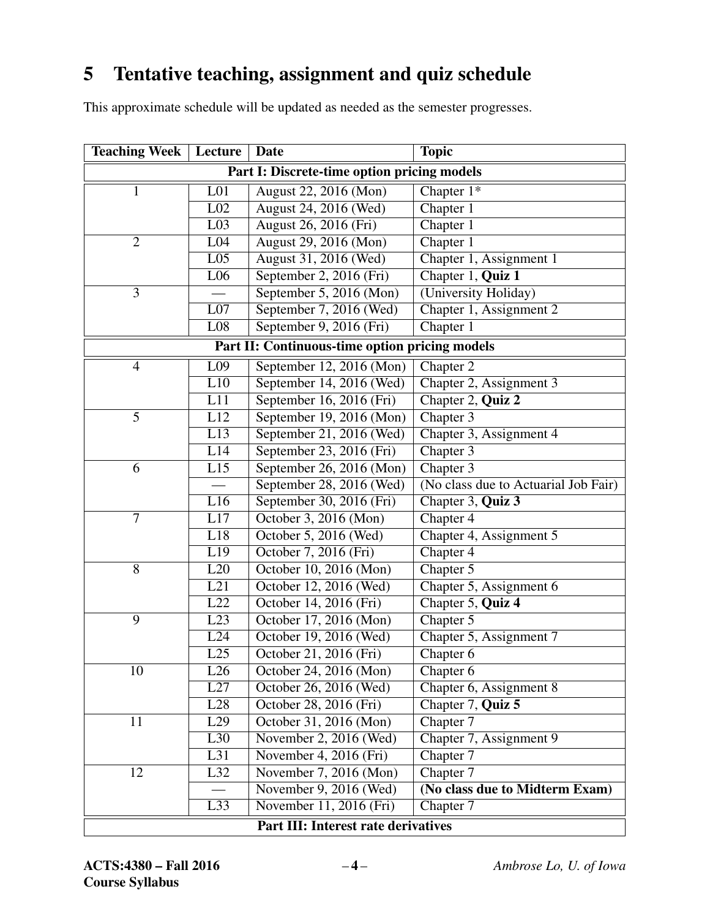## 5 Tentative teaching, assignment and quiz schedule

This approximate schedule will be updated as needed as the semester progresses.

| Teaching Week | Lecture | Date | Topic |
|---|---|---|---|
| **Part I: Discrete-time option pricing models** | | | |
| 1 | L01 | August 22, 2016 (Mon) | Chapter 1* |
| | L02 | August 24, 2016 (Wed) | Chapter 1 |
| | L03 | August 26, 2016 (Fri) | Chapter 1 |
| 2 | L04 | August 29, 2016 (Mon) | Chapter 1 |
| | L05 | August 31, 2016 (Wed) | Chapter 1, Assignment 1 |
| | L06 | September 2, 2016 (Fri) | Chapter 1, **Quiz 1** |
| 3 | — | September 5, 2016 (Mon) | (University Holiday) |
| | L07 | September 7, 2016 (Wed) | Chapter 1, Assignment 2 |
| | L08 | September 9, 2016 (Fri) | Chapter 1 |
| **Part II: Continuous-time option pricing models** | | | |
| 4 | L09 | September 12, 2016 (Mon) | Chapter 2 |
| | L10 | September 14, 2016 (Wed) | Chapter 2, Assignment 3 |
| | L11 | September 16, 2016 (Fri) | Chapter 2, **Quiz 2** |
| 5 | L12 | September 19, 2016 (Mon) | Chapter 3 |
| | L13 | September 21, 2016 (Wed) | Chapter 3, Assignment 4 |
| | L14 | September 23, 2016 (Fri) | Chapter 3 |
| 6 | L15 | September 26, 2016 (Mon) | Chapter 3 |
| | — | September 28, 2016 (Wed) | (No class due to Actuarial Job Fair) |
| | L16 | September 30, 2016 (Fri) | Chapter 3, **Quiz 3** |
| 7 | L17 | October 3, 2016 (Mon) | Chapter 4 |
| | L18 | October 5, 2016 (Wed) | Chapter 4, Assignment 5 |
| | L19 | October 7, 2016 (Fri) | Chapter 4 |
| 8 | L20 | October 10, 2016 (Mon) | Chapter 5 |
| | L21 | October 12, 2016 (Wed) | Chapter 5, Assignment 6 |
| | L22 | October 14, 2016 (Fri) | Chapter 5, **Quiz 4** |
| 9 | L23 | October 17, 2016 (Mon) | Chapter 5 |
| | L24 | October 19, 2016 (Wed) | Chapter 5, Assignment 7 |
| | L25 | October 21, 2016 (Fri) | Chapter 6 |
| 10 | L26 | October 24, 2016 (Mon) | Chapter 6 |
| | L27 | October 26, 2016 (Wed) | Chapter 6, Assignment 8 |
| | L28 | October 28, 2016 (Fri) | Chapter 7, **Quiz 5** |
| 11 | L29 | October 31, 2016 (Mon) | Chapter 7 |
| | L30 | November 2, 2016 (Wed) | Chapter 7, Assignment 9 |
| | L31 | November 4, 2016 (Fri) | Chapter 7 |
| 12 | L32 | November 7, 2016 (Mon) | Chapter 7 |
| | — | November 9, 2016 (Wed) | **(No class due to Midterm Exam)** |
| | L33 | November 11, 2016 (Fri) | Chapter 7 |
| **Part III: Interest rate derivatives** | | | |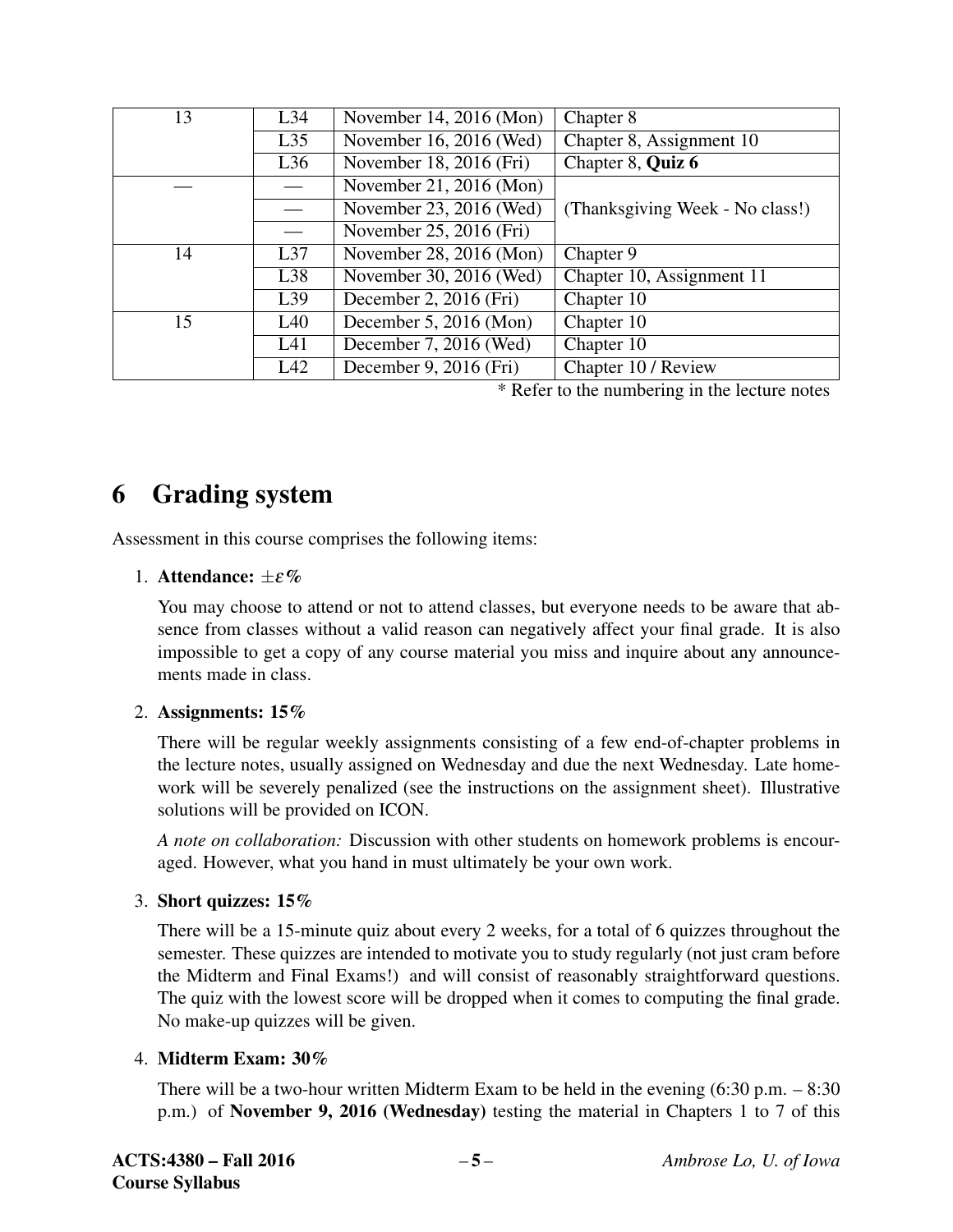| 13 | L34 | November 14, 2016 (Mon) | Chapter 8 |
|---|---|---|---|
| | L35 | November 16, 2016 (Wed) | Chapter 8, Assignment 10 |
| | L36 | November 18, 2016 (Fri) | Chapter 8, **Quiz 6** |
| — | — | November 21, 2016 (Mon) | (Thanksgiving Week - No class!) |
| | — | November 23, 2016 (Wed) | |
| | — | November 25, 2016 (Fri) | |
| 14 | L37 | November 28, 2016 (Mon) | Chapter 9 |
| | L38 | November 30, 2016 (Wed) | Chapter 10, Assignment 11 |
| | L39 | December 2, 2016 (Fri) | Chapter 10 |
| 15 | L40 | December 5, 2016 (Mon) | Chapter 10 |
| | L41 | December 7, 2016 (Wed) | Chapter 10 |
| | L42 | December 9, 2016 (Fri) | Chapter 10 / Review |

\* Refer to the numbering in the lecture notes

## 6 Grading system

Assessment in this course comprises the following items:

1. **Attendance:** $\pm\varepsilon\%$

   You may choose to attend or not to attend classes, but everyone needs to be aware that absence from classes without a valid reason can negatively affect your final grade. It is also impossible to get a copy of any course material you miss and inquire about any announcements made in class.

2. **Assignments: 15%**

   There will be regular weekly assignments consisting of a few end-of-chapter problems in the lecture notes, usually assigned on Wednesday and due the next Wednesday. Late homework will be severely penalized (see the instructions on the assignment sheet). Illustrative solutions will be provided on ICON.

   *A note on collaboration:* Discussion with other students on homework problems is encouraged. However, what you hand in must ultimately be your own work.

3. **Short quizzes: 15%**

   There will be a 15-minute quiz about every 2 weeks, for a total of 6 quizzes throughout the semester. These quizzes are intended to motivate you to study regularly (not just cram before the Midterm and Final Exams!) and will consist of reasonably straightforward questions. The quiz with the lowest score will be dropped when it comes to computing the final grade. No make-up quizzes will be given.

4. **Midterm Exam: 30%**

   There will be a two-hour written Midterm Exam to be held in the evening (6:30 p.m. – 8:30 p.m.) of **November 9, 2016 (Wednesday)** testing the material in Chapters 1 to 7 of this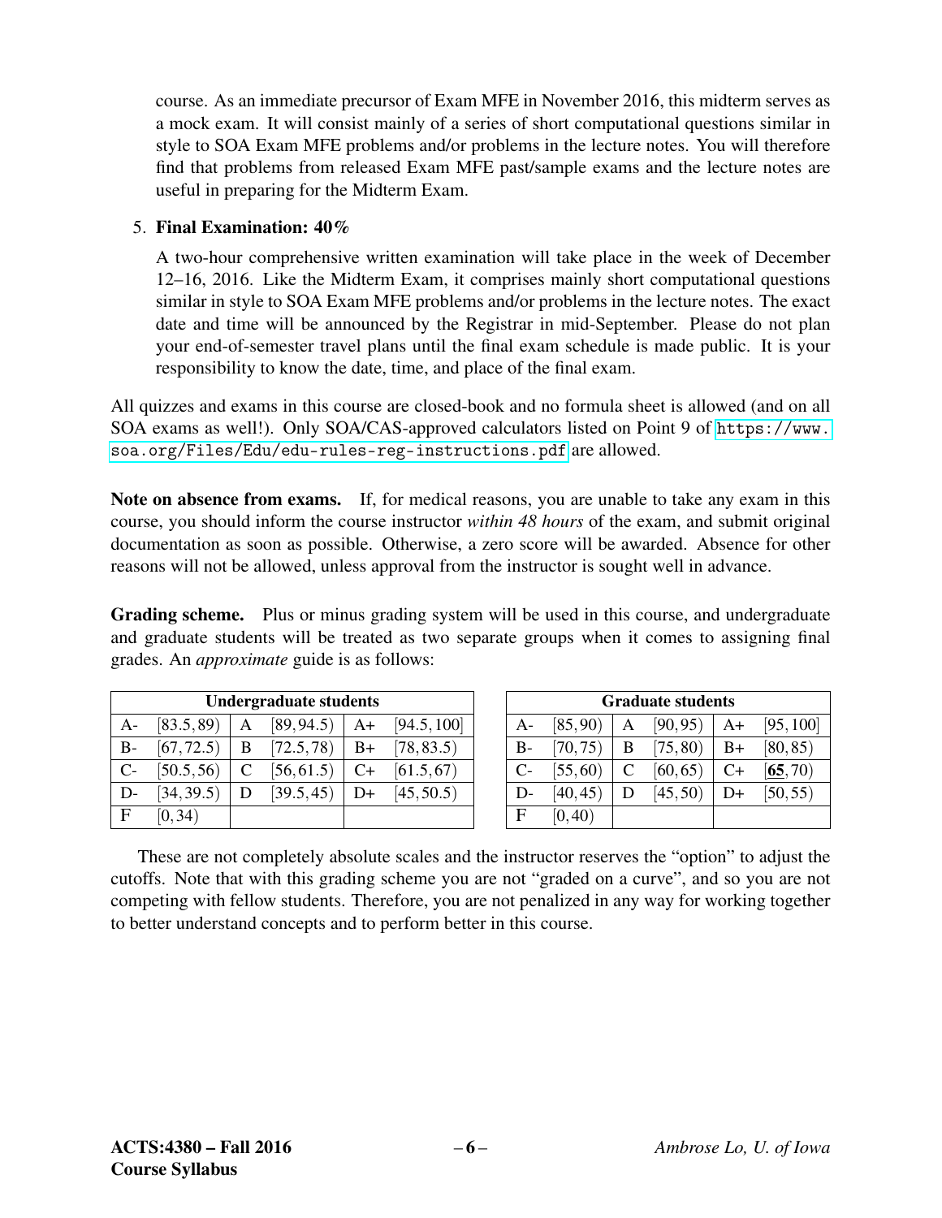course. As an immediate precursor of Exam MFE in November 2016, this midterm serves as a mock exam. It will consist mainly of a series of short computational questions similar in style to SOA Exam MFE problems and/or problems in the lecture notes. You will therefore find that problems from released Exam MFE past/sample exams and the lecture notes are useful in preparing for the Midterm Exam.

5. **Final Examination: 40%**

   A two-hour comprehensive written examination will take place in the week of December 12–16, 2016. Like the Midterm Exam, it comprises mainly short computational questions similar in style to SOA Exam MFE problems and/or problems in the lecture notes. The exact date and time will be announced by the Registrar in mid-September. Please do not plan your end-of-semester travel plans until the final exam schedule is made public. It is your responsibility to know the date, time, and place of the final exam.

All quizzes and exams in this course are closed-book and no formula sheet is allowed (and on all SOA exams as well!). Only SOA/CAS-approved calculators listed on Point 9 of https://www.soa.org/Files/Edu/edu-rules-reg-instructions.pdf are allowed.

**Note on absence from exams.** If, for medical reasons, you are unable to take any exam in this course, you should inform the course instructor *within 48 hours* of the exam, and submit original documentation as soon as possible. Otherwise, a zero score will be awarded. Absence for other reasons will not be allowed, unless approval from the instructor is sought well in advance.

**Grading scheme.** Plus or minus grading system will be used in this course, and undergraduate and graduate students will be treated as two separate groups when it comes to assigning final grades. An *approximate* guide is as follows:

| Undergraduate students | | | | | |
|---|---|---|---|---|---|
| A- | $[83.5, 89)$ | A | $[89, 94.5)$ | A+ | $[94.5, 100]$ |
| B- | $[67, 72.5)$ | B | $[72.5, 78)$ | B+ | $[78, 83.5)$ |
| C- | $[50.5, 56)$ | C | $[56, 61.5)$ | C+ | $[61.5, 67)$ |
| D- | $[34, 39.5)$ | D | $[39.5, 45)$ | D+ | $[45, 50.5)$ |
| F | $[0, 34)$ | | | | |

| Graduate students | | | | | |
|---|---|---|---|---|---|
| A- | $[85, 90)$ | A | $[90, 95)$ | A+ | $[95, 100]$ |
| B- | $[70, 75)$ | B | $[75, 80)$ | B+ | $[80, 85)$ |
| C- | $[55, 60)$ | C | $[60, 65)$ | C+ | $[\underline{\mathbf{65}}, 70)$ |
| D- | $[40, 45)$ | D | $[45, 50)$ | D+ | $[50, 55)$ |
| F | $[0, 40)$ | | | | |

These are not completely absolute scales and the instructor reserves the "option" to adjust the cutoffs. Note that with this grading scheme you are not "graded on a curve", and so you are not competing with fellow students. Therefore, you are not penalized in any way for working together to better understand concepts and to perform better in this course.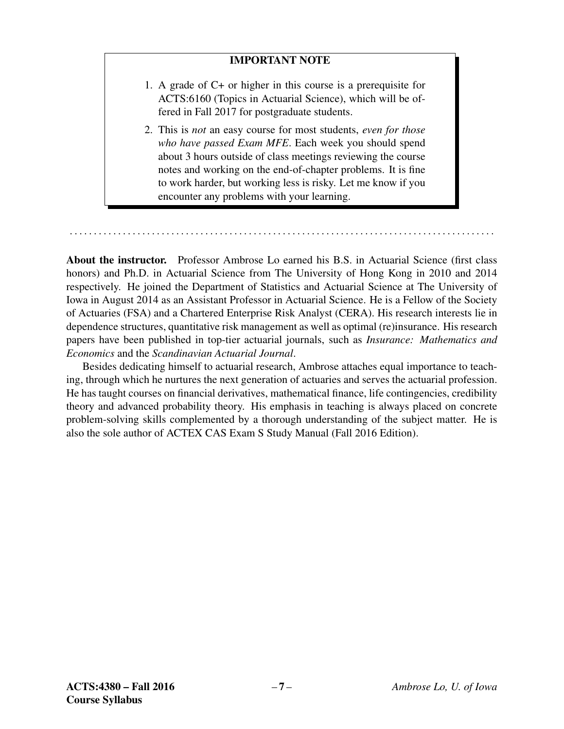**IMPORTANT NOTE**

1. A grade of C+ or higher in this course is a prerequisite for ACTS:6160 (Topics in Actuarial Science), which will be offered in Fall 2017 for postgraduate students.
2. This is *not* an easy course for most students, *even for those who have passed Exam MFE*. Each week you should spend about 3 hours outside of class meetings reviewing the course notes and working on the end-of-chapter problems. It is fine to work harder, but working less is risky. Let me know if you encounter any problems with your learning.

---

**About the instructor.** Professor Ambrose Lo earned his B.S. in Actuarial Science (first class honors) and Ph.D. in Actuarial Science from The University of Hong Kong in 2010 and 2014 respectively. He joined the Department of Statistics and Actuarial Science at The University of Iowa in August 2014 as an Assistant Professor in Actuarial Science. He is a Fellow of the Society of Actuaries (FSA) and a Chartered Enterprise Risk Analyst (CERA). His research interests lie in dependence structures, quantitative risk management as well as optimal (re)insurance. His research papers have been published in top-tier actuarial journals, such as *Insurance: Mathematics and Economics* and the *Scandinavian Actuarial Journal*.

Besides dedicating himself to actuarial research, Ambrose attaches equal importance to teaching, through which he nurtures the next generation of actuaries and serves the actuarial profession. He has taught courses on financial derivatives, mathematical finance, life contingencies, credibility theory and advanced probability theory. His emphasis in teaching is always placed on concrete problem-solving skills complemented by a thorough understanding of the subject matter. He is also the sole author of ACTEX CAS Exam S Study Manual (Fall 2016 Edition).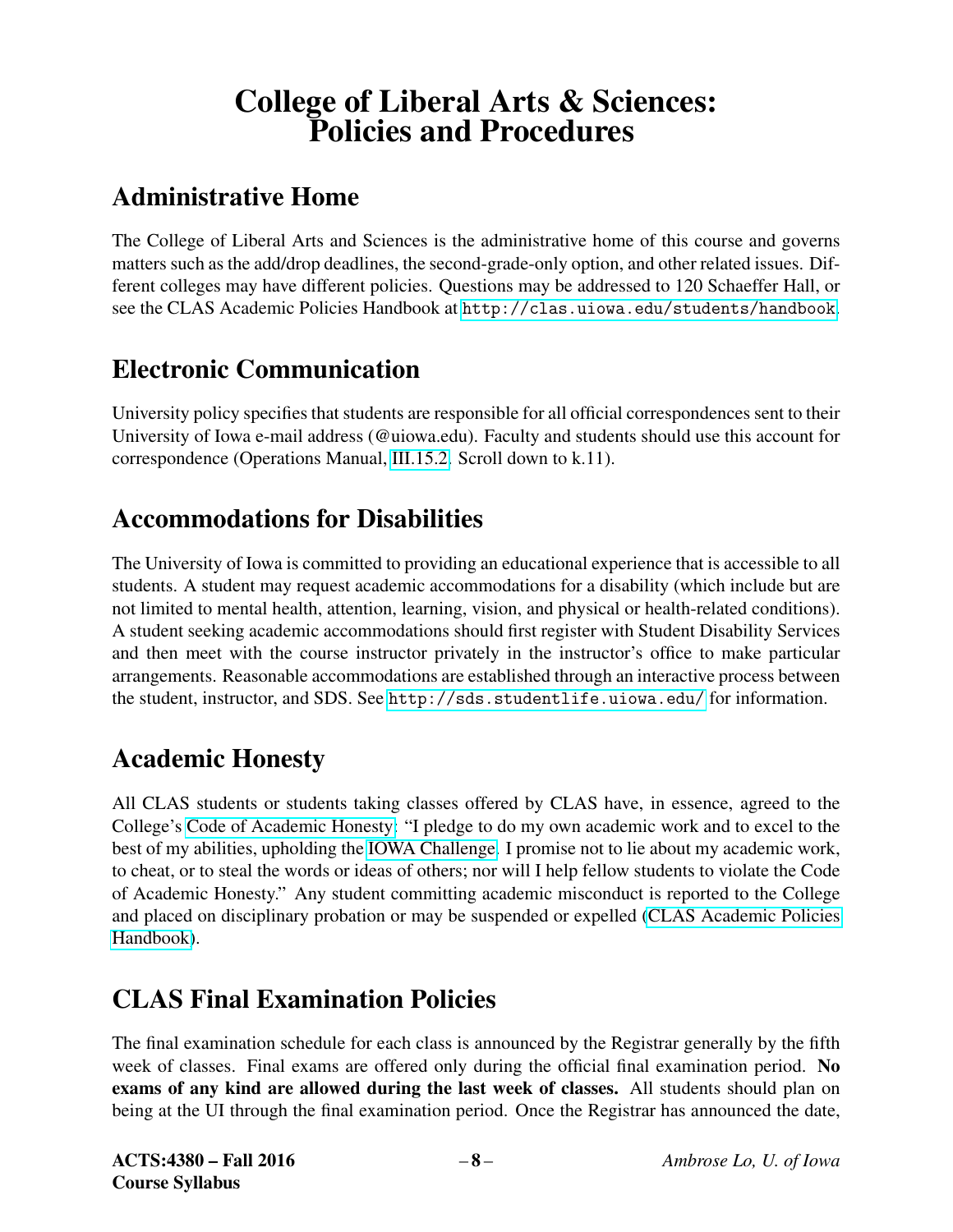# College of Liberal Arts & Sciences: Policies and Procedures

## Administrative Home

The College of Liberal Arts and Sciences is the administrative home of this course and governs matters such as the add/drop deadlines, the second-grade-only option, and other related issues. Different colleges may have different policies. Questions may be addressed to 120 Schaeffer Hall, or see the CLAS Academic Policies Handbook at http://clas.uiowa.edu/students/handbook.

## Electronic Communication

University policy specifies that students are responsible for all official correspondences sent to their University of Iowa e-mail address (@uiowa.edu). Faculty and students should use this account for correspondence (Operations Manual, III.15.2. Scroll down to k.11).

## Accommodations for Disabilities

The University of Iowa is committed to providing an educational experience that is accessible to all students. A student may request academic accommodations for a disability (which include but are not limited to mental health, attention, learning, vision, and physical or health-related conditions). A student seeking academic accommodations should first register with Student Disability Services and then meet with the course instructor privately in the instructor's office to make particular arrangements. Reasonable accommodations are established through an interactive process between the student, instructor, and SDS. See http://sds.studentlife.uiowa.edu/ for information.

## Academic Honesty

All CLAS students or students taking classes offered by CLAS have, in essence, agreed to the College's Code of Academic Honesty: "I pledge to do my own academic work and to excel to the best of my abilities, upholding the IOWA Challenge. I promise not to lie about my academic work, to cheat, or to steal the words or ideas of others; nor will I help fellow students to violate the Code of Academic Honesty." Any student committing academic misconduct is reported to the College and placed on disciplinary probation or may be suspended or expelled (CLAS Academic Policies Handbook).

## CLAS Final Examination Policies

The final examination schedule for each class is announced by the Registrar generally by the fifth week of classes. Final exams are offered only during the official final examination period. **No exams of any kind are allowed during the last week of classes.** All students should plan on being at the UI through the final examination period. Once the Registrar has announced the date,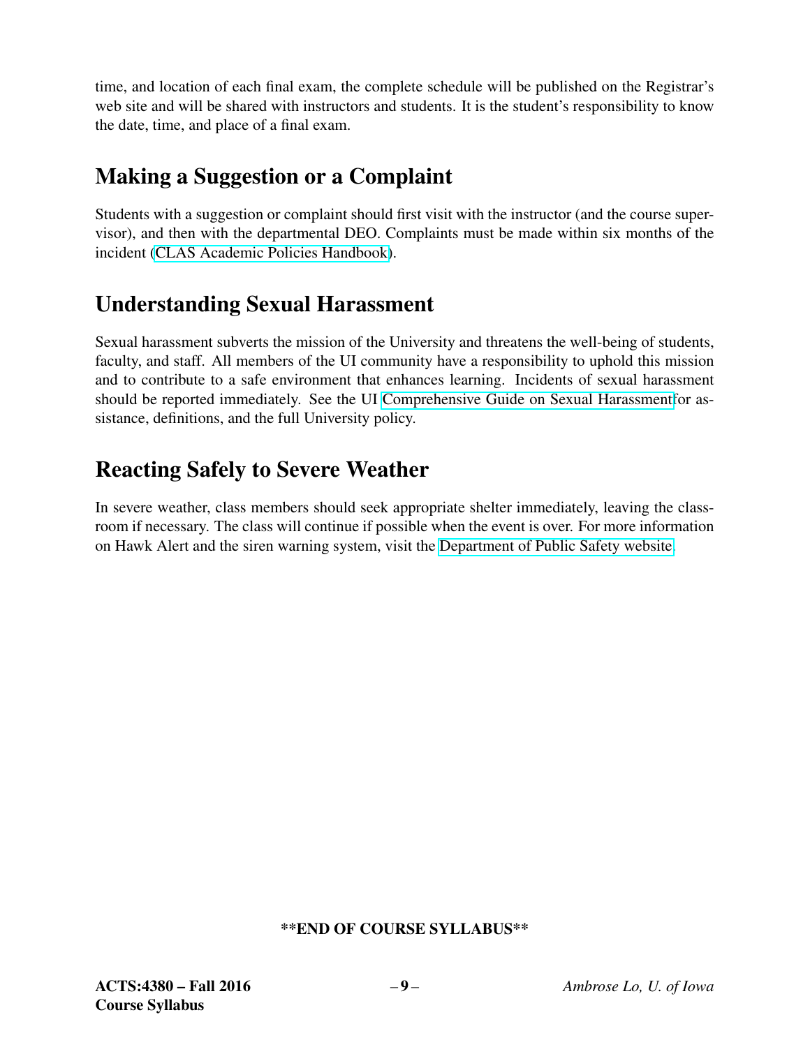time, and location of each final exam, the complete schedule will be published on the Registrar's web site and will be shared with instructors and students. It is the student's responsibility to know the date, time, and place of a final exam.

## Making a Suggestion or a Complaint

Students with a suggestion or complaint should first visit with the instructor (and the course supervisor), and then with the departmental DEO. Complaints must be made within six months of the incident (CLAS Academic Policies Handbook).

## Understanding Sexual Harassment

Sexual harassment subverts the mission of the University and threatens the well-being of students, faculty, and staff. All members of the UI community have a responsibility to uphold this mission and to contribute to a safe environment that enhances learning. Incidents of sexual harassment should be reported immediately. See the UI Comprehensive Guide on Sexual Harassmentfor assistance, definitions, and the full University policy.

## Reacting Safely to Severe Weather

In severe weather, class members should seek appropriate shelter immediately, leaving the classroom if necessary. The class will continue if possible when the event is over. For more information on Hawk Alert and the siren warning system, visit the Department of Public Safety website.

**\*\*END OF COURSE SYLLABUS\*\***